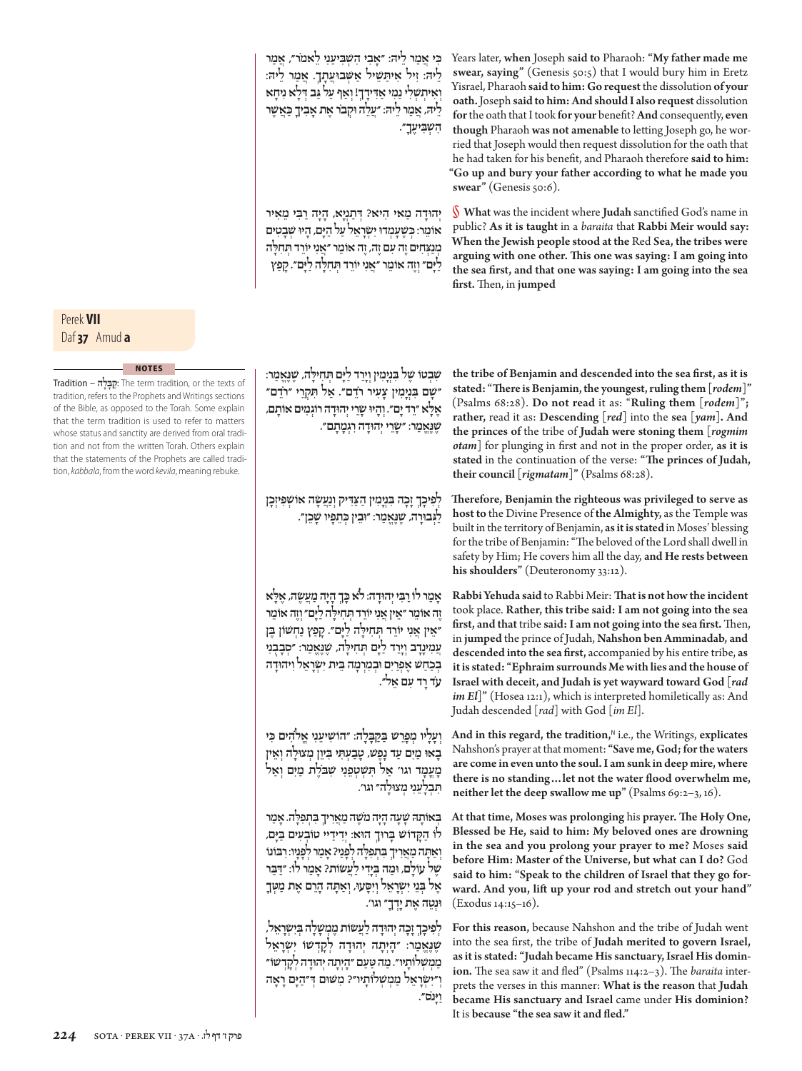כִּי אֲמַר לֵיהּ: ״אָבִי הִשְׁבִּיעַנִי לֵאמֹר״, אֲמַר לֵיהּ: זִיל אִיתְּשִׁיל אַשְּׁבוּעָתָךְ. אֲמַר לֵיהּ: וְאִיתְּשִׁיל נַמִי אַדִּידָךְ! וְאַף עַל גַּב דְּלָא נִיחָא לֵיהּ, אֲמַר לֵיהּ: ״עֲלֵה וּקְבֹר אֶת אָבִיךָ כַּאֲשֶׁר הִשְׁבִּיעֶךָ״.

Years later, **when** Joseph **said to** Pharaoh: **"My father made me swear, saying"** (Genesis 50:5) that I would bury him in Eretz Yisrael, Pharaoh **said to him: Go request** the dissolution **of your oath.** Joseph **said to him: And should I also request** dissolution **for** the oath that I took **for your** benefit? **And** consequently, **even though** Pharaoh **was not amenable** to letting Joseph go, he worried that Joseph would then request dissolution for the oath that he had taken for his benefit, and Pharaoh therefore **said to him: "Go up and bury your father according to what he made you swear"** (Genesis 50:6).

יְהוּדָה מַאי הִיא? דְּתַנְיָא, הָיָה רַבִּי מֵאִיר אוֹמֵר: כְּשֶׁעָמְדוּ יִשְׂרָאֵל עַל הַיָּם, הָיוּ שְׁבָטִים מְנַצְּחִים זֶה עִם זֶה, זֶה אוֹמֵר ״אֲנִי יוֹרֵד תְּחִלָּה לַיָּם״ וְזֶה אוֹמֵר ״אֲנִי יוֹרֵד תְּחִלָּה לַיָּם״. קָפַץ

§ **What** was the incident where **Judah** sanctified God's name in public? **As it is taught** in a *baraita* that **Rabbi Meir would say: When the Jewish people stood at the** Red **Sea, the tribes were arguing with one other. This one was saying: I am going into the sea first, and that one was saying: I am going into the sea first.** Then, in **jumped**

Perek **VII** Daf **37** Amud **a**

שִׁבְטוֹ שֶׁל בִּנְיָמִין וְיָרַד לַיָּם תְּחִילָּה, שֶׁנֶּאֱמַר: ״שָׁם בִּנְיָמִן צָעִיר רֹדֵם״. אַל תִּקְרֵי ״רֹדֵם״ אֶלָּא ״רד יָם״. וְהָיוּ שָׂרֵי יְהוּדָה רוֹגְמִים אוֹתָם, שֶׁנֶּאֱמַר: ״שָׂרֵי יְהוּדָה רִגְמָתָם״.

**the tribe of Benjamin and descended into the sea first, as it is stated: "There is Benjamin, the youngest, ruling them [*rodem*]"** (Psalms 68:28). **Do not read** it as: **"Ruling them [*rodem*]"; rather,** read it as: **Descending [*red*]** into the **sea [*yam*]. And the princes of** the tribe of **Judah were stoning them [*rogmim otam*]** for plunging in first and not in the proper order, **as it is stated** in the continuation of the verse: **"The princes of Judah, their council [*rigmatam*]"** (Psalms 68:28).

לְפִיכָךְ זָכָה בִּנְיָמִין הַצַּדִּיק וְנַעֲשָׂה אוּשְׁפִּיזְכָן לַגְּבוּרָה, שֶׁנֶּאֱמַר: ״וּבֵין כְּתֵפָיו שָׁכֵן״.

**Therefore, Benjamin the righteous was privileged to serve as host to** the Divine Presence of **the Almighty,** as the Temple was built in the territory of Benjamin, **as it is stated** in Moses' blessing for the tribe of Benjamin: "The beloved of the Lord shall dwell in safety by Him; He covers him all the day, **and He rests between his shoulders"** (Deuteronomy 33:12).

אָמַר לוֹ רַבִּי יְהוּדָה: לֹא כָּךְ הָיָה מַעֲשֶׂה, אֶלָּא זֶה אוֹמֵר ״אֵין אֲנִי יוֹרֵד תְּחִילָּה לַיָּם״ וְזֶה אוֹמֵר ״אֵין אֲנִי יוֹרֵד תְּחִילָּה לַיָּם״. קָפַץ נַחְשׁוֹן בֶּן עַמִּינָדָב וְיָרַד לַיָּם תְּחִילָּה, שֶׁנֶּאֱמַר: ״סְבָבֻנִי בְכַחַשׁ אֶפְרַיִם וּבְמִרְמָה בֵּית יִשְׂרָאֵל וִיהוּדָה עֹד רָד עִם אֵל״.

**Rabbi Yehuda said** to Rabbi Meir: **That is not how the incident** took place. **Rather, this tribe said: I am not going into the sea first, and that** tribe **said: I am not going into the sea first.** Then, in **jumped** the prince of Judah, **Nahshon ben Amminadab, and descended into the sea first,** accompanied by his entire tribe, **as it is stated: "Ephraim surrounds Me with lies and the house of Israel with deceit, and Judah is yet wayward toward God [*rad im El*]"** (Hosea 12:1), which is interpreted homiletically as: And Judah descended [*rad*] with God [*im El*].

וְעָלָיו מְפוֹרָשׁ בַּקַּבָּלָה: ״הוֹשִׁיעֵנִי אֱלֹהִים כִּי בָאוּ מַיִם עַד נָפֶשׁ, טָבַעְתִּי בִּיוֵן מְצוּלָה וְאֵין מָעֳמָד וגו׳ אַל תִּשְׁטְפֵנִי שִׁבֹּלֶת מַיִם וְאַל תִּבְלָעֵנִי מְצוּלָה״ וגו׳.

**And in this regard, the tradition,**[N] i.e., the Writings, **explicates** Nahshon's prayer at that moment: **"Save me, God; for the waters are come in even unto the soul. I am sunk in deep mire, where there is no standing…let not the water flood overwhelm me, neither let the deep swallow me up"** (Psalms 69:2–3, 16).

בְּאוֹתָהּ שָׁעָה הָיָה מֹשֶׁה מַאֲרִיךְ בִּתְפִלָּה. אָמַר לוֹ הַקָּדוֹשׁ בָּרוּךְ הוּא: יְדִידַיי טוֹבְעִים בַּיָּם, וְאַתָּה מַאֲרִיךְ בִּתְפִלָּה לְפָנַי? אָמַר לְפָנָיו: רִבּוֹנוֹ שֶׁל עוֹלָם, וּמָה בְּיָדִי לַעֲשׂוֹת? אָמַר לוֹ: ״דַּבֵּר אֶל בְּנֵי יִשְׂרָאֵל וְיִסָּעוּ, וְאַתָּה הָרֵם אֶת מַטְּךָ וּנְטֵה אֶת יָדְךָ״ וגו׳.

**At that time, Moses was prolonging** his **prayer. The Holy One, Blessed be He, said to him: My beloved ones are drowning in the sea and you prolong your prayer to me?** Moses **said before Him: Master of the Universe, but what can I do?** God **said to him: "Speak to the children of Israel that they go forward. And you, lift up your rod and stretch out your hand"** (Exodus 14:15–16).

לְפִיכָךְ זָכָה יְהוּדָה לַעֲשׂוֹת מֶמְשָׁלָה בְּיִשְׂרָאֵל, שֶׁנֶּאֱמַר: ״הָיְתָה יְהוּדָה לְקָדְשׁוֹ יִשְׂרָאֵל מַמְשְׁלוֹתָיו״. מַה טַּעַם ״הָיְתָה יְהוּדָה לְקָדְשׁוֹ״ וְ״יִשְׂרָאֵל מַמְשְׁלוֹתָיו״? מִשּׁוּם דְּ״הַיָּם רָאָה וַיָּנֹס״.

**For this reason,** because Nahshon and the tribe of Judah went into the sea first, the tribe of **Judah merited to govern Israel, as it is stated: "Judah became His sanctuary, Israel His dominion.** The sea saw it and fled" (Psalms 114:2–3). The *baraita* interprets the verses in this manner: **What is the reason** that **Judah became His sanctuary and Israel** came under **His dominion?** It is **because "the sea saw it and fled."**

---

**NOTES**

**Tradition** – קַבָּלָה: The term tradition, or the texts of tradition, refers to the Prophets and Writings sections of the Bible, as opposed to the Torah. Some explain that the term tradition is used to refer to matters whose status and sanctity are derived from oral tradition and not from the written Torah. Others explain that the statements of the Prophets are called tradition, *kabbala*, from the word *kevila*, meaning rebuke.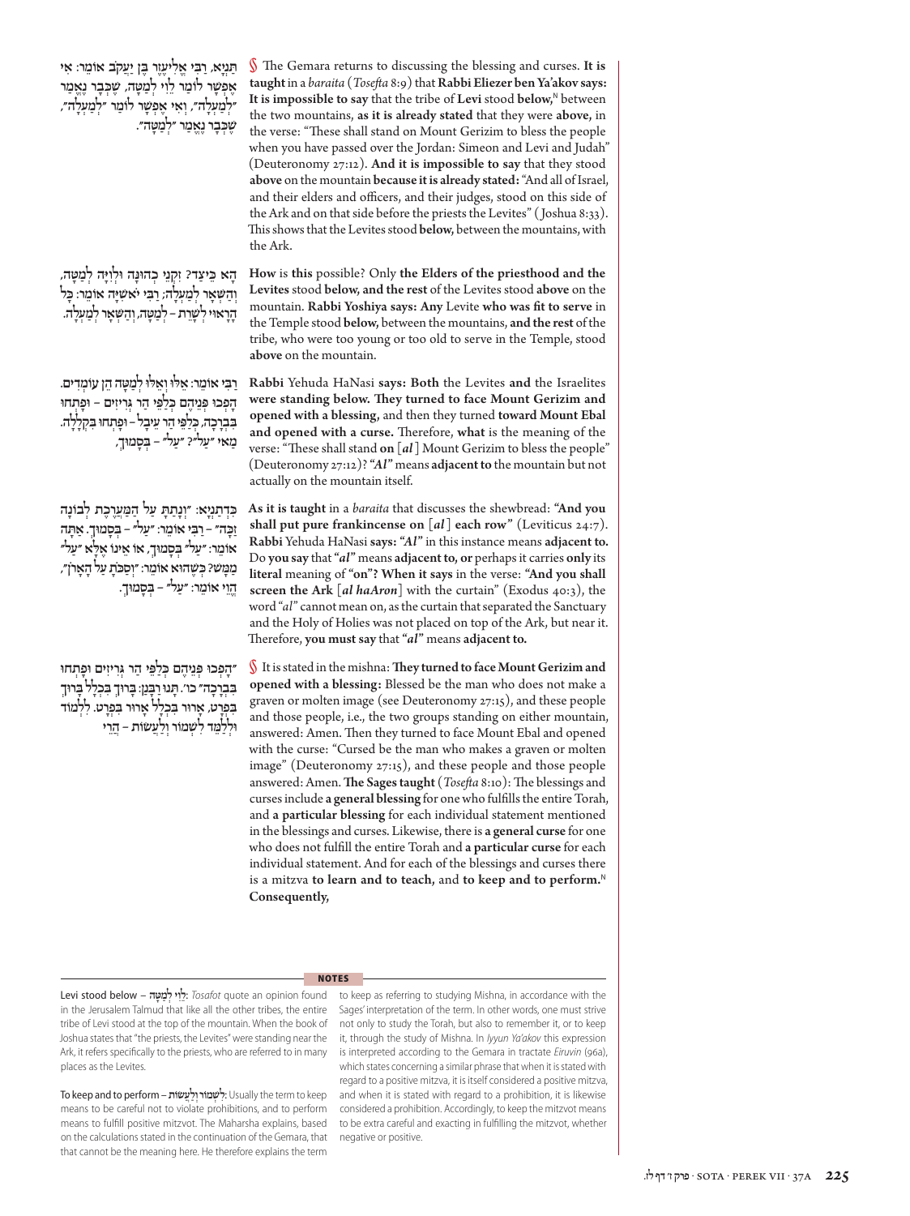תַּנְיָא, רַבִּי אֱלִיעֶזֶר בֶּן יַעֲקֹב אוֹמֵר: אִי אֶפְשָׁר לוֹמַר לֵוִי לְמַטָּה, שֶׁכְּבָר נֶאֱמַר ״לְמַעְלָה״, וְאִי אֶפְשָׁר לוֹמַר ״לְמַעְלָה״, שֶׁכְּבָר נֶאֱמַר ״לְמַטָּה״.

§ The Gemara returns to discussing the blessing and curses. **It is taught** in a *baraita* (*Tosefta* 8:9) that **Rabbi Eliezer ben Ya'akov says: It is impossible to say** that the tribe of **Levi** stood **below,**[N] between the two mountains, **as it is already stated** that they were **above,** in the verse: "These shall stand on Mount Gerizim to bless the people when you have passed over the Jordan: Simeon and Levi and Judah" (Deuteronomy 27:12). **And it is impossible to say** that they stood **above** on the mountain **because it is already stated:** "And all of Israel, and their elders and officers, and their judges, stood on this side of the Ark and on that side before the priests the Levites" (Joshua 8:33). This shows that the Levites stood **below,** between the mountains, with the Ark.

הָא כֵּיצַד? זִקְנֵי כְהוּנָּה וּלְוִיָּה לְמַטָּה, וְהַשְּׁאָר לְמַעְלָה; רַבִּי יֹאשִׁיָּה אוֹמֵר: כׇּל הָרָאוּי לְשָׁרֵת – לְמַטָּה, וְהַשְּׁאָר לְמַעְלָה.

**How** is **this** possible? Only **the Elders of the priesthood and the Levites** stood **below, and the rest** of the Levites stood **above** on the mountain. **Rabbi Yoshiya says: Any** Levite **who was fit to serve** in the Temple stood **below,** between the mountains, **and the rest** of the tribe, who were too young or too old to serve in the Temple, stood **above** on the mountain.

רַבִּי אוֹמֵר: אֵלּוּ וְאֵלּוּ לְמַטָּה הֵן עוֹמְדִים. הָפְכוּ פְּנֵיהֶם כְּלַפֵּי הַר גְּרִיזִים – וּפָתְחוּ בִּבְרָכָה, כְּלַפֵּי הַר עֵיבָל – וּפָתְחוּ בִּקְלָלָה. מַאי ״עַל״? ״עַל״ – בְּסָמוּךְ,

**Rabbi** Yehuda HaNasi **says: Both** the Levites **and** the Israelites **were standing below. They turned to face Mount Gerizim and opened with a blessing,** and then they turned **toward Mount Ebal and opened with a curse.** Therefore, **what** is the meaning of the verse: "These shall stand **on** [*al*] Mount Gerizim to bless the people" (Deuteronomy 27:12)? *"Al"* means **adjacent to** the mountain but not actually on the mountain itself.

כִּדְתַנְיָא: ״וְנָתַתָּ עַל הַמַּעֲרֶכֶת לְבֹנָה זַכָּה״ – רַבִּי אוֹמֵר: ״עַל״ – בְּסָמוּךְ. אַתָּה אוֹמֵר: ״עַל״ בְּסָמוּךְ, אוֹ אֵינוֹ אֶלָּא ״עַל״ מַמָּשׁ? כְּשֶׁהוּא אוֹמֵר: ״וְסַכֹּתָ עַל הָאָרֹן״, הֱוֵי אוֹמֵר: ״עַל״ – בְּסָמוּךְ.

**As it is taught** in a *baraita* that discusses the shewbread: **"And you shall put pure frankincense on** [*al*] **each row"** (Leviticus 24:7). **Rabbi** Yehuda HaNasi **says:** *"Al"* in this instance means **adjacent to.** Do **you say** that *"al"* means **adjacent to, or** perhaps it carries **only** its **literal** meaning of **"on"? When it says** in the verse: **"And you shall screen the Ark** [*al haAron*] with the curtain" (Exodus 40:3), the word *"al"* cannot mean on, as the curtain that separated the Sanctuary and the Holy of Holies was not placed on top of the Ark, but near it. Therefore, **you must say** that *"al"* means **adjacent to.**

״הָפְכוּ פְּנֵיהֶם כְּלַפֵּי הַר גְּרִיזִים וּפָתְחוּ בִּבְרָכָה״ כו׳. תָּנוּ רַבָּנַן: בָּרוּךְ בִּכְלָל בָּרוּךְ בִּפְרָט, אָרוּר בִּכְלָל אָרוּר בִּפְרָט. לִלְמוֹד וּלְלַמֵּד לִשְׁמוֹר וְלַעֲשׂוֹת – הֲרֵי

§ It is stated in the mishna: **They turned to face Mount Gerizim and opened with a blessing:** Blessed be the man who does not make a graven or molten image (see Deuteronomy 27:15), and these people and those people, i.e., the two groups standing on either mountain, answered: Amen. Then they turned to face Mount Ebal and opened with the curse: "Cursed be the man who makes a graven or molten image" (Deuteronomy 27:15), and these people and those people answered: Amen. **The Sages taught** (*Tosefta* 8:10): The blessings and curses include **a general blessing** for one who fulfills the entire Torah, and **a particular blessing** for each individual statement mentioned in the blessings and curses. Likewise, there is **a general curse** for one who does not fulfill the entire Torah and **a particular curse** for each individual statement. And for each of the blessings and curses there is a mitzva **to learn and to teach,** and **to keep and to perform.**[N] **Consequently,**

## NOTES

**Levi stood below** – לֵוִי לְמַטָּה: *Tosafot* quote an opinion found in the Jerusalem Talmud that like all the other tribes, the entire tribe of Levi stood at the top of the mountain. When the book of Joshua states that "the priests, the Levites" were standing near the Ark, it refers specifically to the priests, who are referred to in many places as the Levites.

**To keep and to perform** – לִשְׁמוֹר וְלַעֲשׂוֹת: Usually the term to keep means to be careful not to violate prohibitions, and to perform means to fulfill positive mitzvot. The Maharsha explains, based on the calculations stated in the continuation of the Gemara, that that cannot be the meaning here. He therefore explains the term to keep as referring to studying Mishna, in accordance with the Sages' interpretation of the term. In other words, one must strive not only to study the Torah, but also to remember it, or to keep it, through the study of Mishna. In *Iyyun Ya'akov* this expression is interpreted according to the Gemara in tractate *Eiruvin* (96a), which states concerning a similar phrase that when it is stated with regard to a positive mitzva, it is itself considered a positive mitzva, and when it is stated with regard to a prohibition, it is likewise considered a prohibition. Accordingly, to keep the mitzvot means to be extra careful and exacting in fulfilling the mitzvot, whether negative or positive.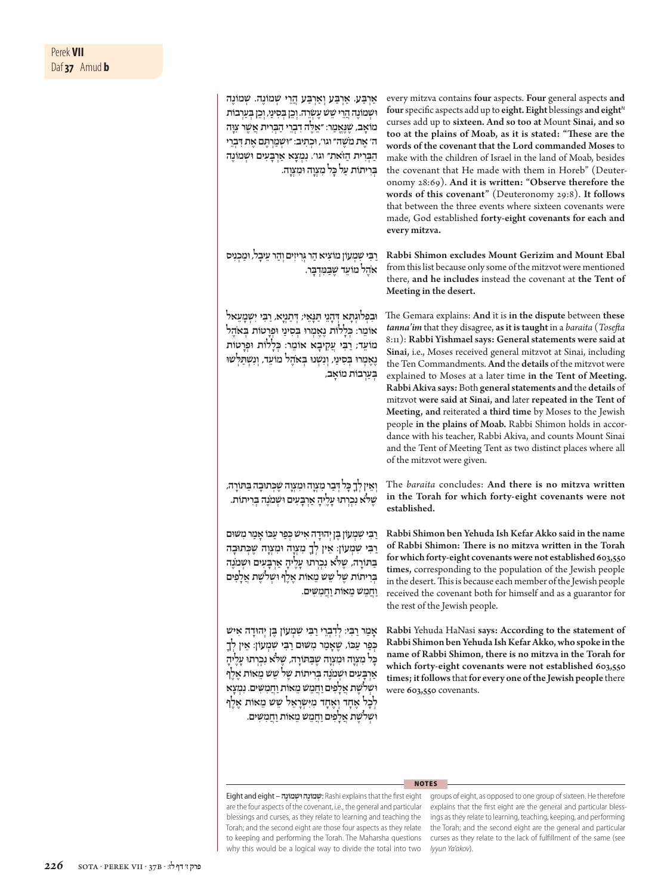אַרְבַּע. אַרְבַּע וְאַרְבַּע הֲרֵי שְׁמוֹנֶה. שְׁמוֹנֶה וּשְׁמוֹנֶה הֲרֵי שֵׁשׁ עֶשְׂרֵה. וְכֵן בְּסִינַי, וְכֵן בְּעַרְבוֹת מוֹאָב, שֶׁנֶּאֱמַר: ״אֵלֶּה דִבְרֵי הַבְּרִית אֲשֶׁר צִוָּה ה׳ אֶת מֹשֶׁה״ וגו׳, וּכְתִיב: ״וּשְׁמַרְתֶּם אֶת דִּבְרֵי הַבְּרִית הַזֹּאת״ וגו׳. נִמְצָא אַרְבָּעִים וּשְׁמוֹנֶה בְּרִיתוֹת עַל כָּל מִצְוָה וּמִצְוָה.

every mitzva contains **four** aspects. **Four** general aspects **and four** specific aspects add up to **eight. Eight** blessings **and eight**[N] curses add up to **sixteen. And so too at** Mount **Sinai, and so too at** the **plains of Moab, as it is stated: "These are the words of the covenant that the Lord commanded Moses** to make with the children of Israel in the land of Moab, besides the covenant that He made with them in Horeb" (Deuteronomy 28:69). **And it is written: "Observe therefore the words of this covenant"** (Deuteronomy 29:8). **It follows** that between the three events where sixteen covenants were made, God established **forty-eight covenants for each and every mitzva.**

רַבִּי שִׁמְעוֹן מוֹצִיא הַר גְּרִיזִים וְהַר עֵיבָל, וּמַכְנִיס אֹהֶל מוֹעֵד שֶׁבַּמִּדְבָּר.

**Rabbi Shimon excludes Mount Gerizim and Mount Ebal** from this list because only some of the mitzvot were mentioned there, **and he includes** instead the covenant at **the Tent of Meeting in the desert.**

וּבִפְלוּגְתָּא דְּהָנֵי תַּנָּאֵי; דְּתַנְיָא, רַבִּי יִשְׁמָעֵאל אוֹמֵר: כְּלָלוֹת נֶאֶמְרוּ בְּסִינַי וּפְרָטוֹת בְּאֹהֶל מוֹעֵד; רַבִּי עֲקִיבָא אוֹמֵר: כְּלָלוֹת וּפְרָטוֹת נֶאֶמְרוּ בְּסִינַי, וְנִשְׁנוּ בְּאֹהֶל מוֹעֵד, וְנִשְׁתַּלְּשׁוּ בְּעַרְבוֹת מוֹאָב,

The Gemara explains: **And** it is **in the dispute** between **these** *tanna'im* that they disagree, **as it is taught** in a *baraita* (*Tosefta* 8:11): **Rabbi Yishmael says: General statements were said at Sinai,** i.e., Moses received general mitzvot at Sinai, including the Ten Commandments. **And** the **details** of the mitzvot were explained to Moses at a later time **in the Tent of Meeting. Rabbi Akiva says:** Both **general statements and** the **details** of mitzvot **were said at Sinai, and** later **repeated in the Tent of Meeting, and** reiterated **a third time** by Moses to the Jewish people **in the plains of Moab.** Rabbi Shimon holds in accordance with his teacher, Rabbi Akiva, and counts Mount Sinai and the Tent of Meeting Tent as two distinct places where all of the mitzvot were given.

וְאֵין לְךָ כָּל דָּבָר מִצְוָה וּמִצְוָה שֶׁכְּתוּבָה בַּתּוֹרָה, שֶׁלֹּא נִכְרְתוּ עָלֶיהָ אַרְבָּעִים וּשְׁמֹנֶה בְּרִיתוֹת.

The *baraita* concludes: **And there is no mitzva written in the Torah for which forty-eight covenants were not established.**

רַבִּי שִׁמְעוֹן בֶּן יְהוּדָה אִישׁ כְּפַר עַכּוֹ אָמַר מִשּׁוּם רַבִּי שִׁמְעוֹן: אֵין לְךָ מִצְוָה וּמִצְוָה שֶׁכְּתוּבָה בַּתּוֹרָה, שֶׁלֹּא נִכְרְתוּ עָלֶיהָ אַרְבָּעִים וּשְׁמֹנֶה בְּרִיתוֹת שֶׁל שֵׁשׁ מֵאוֹת אֶלֶף וּשְׁלֹשֶׁת אֲלָפִים וַחֲמֵשׁ מֵאוֹת וַחֲמִשִּׁים.

**Rabbi Shimon ben Yehuda Ish Kefar Akko said in the name of Rabbi Shimon: There is no mitzva written in the Torah for which forty-eight covenants were not established 603,550 times,** corresponding to the population of the Jewish people in the desert. This is because each member of the Jewish people received the covenant both for himself and as a guarantor for the rest of the Jewish people.

אָמַר רַבִּי: לְדִבְרֵי רַבִּי שִׁמְעוֹן בֶּן יְהוּדָה אִישׁ כְּפַר עַכּוֹ, שֶׁאָמַר מִשּׁוּם רַבִּי שִׁמְעוֹן: אֵין לְךָ כָּל מִצְוָה וּמִצְוָה שֶׁבַּתּוֹרָה, שֶׁלֹּא נִכְרְתוּ עָלֶיהָ אַרְבָּעִים וּשְׁמֹנֶה בְּרִיתוֹת שֶׁל שֵׁשׁ מֵאוֹת אֶלֶף וּשְׁלֹשֶׁת אֲלָפִים וַחֲמֵשׁ מֵאוֹת וַחֲמִשִּׁים. נִמְצָא לְכָל אֶחָד וְאֶחָד מִיִּשְׂרָאֵל שֵׁשׁ מֵאוֹת אֶלֶף וּשְׁלֹשֶׁת אֲלָפִים וַחֲמֵשׁ מֵאוֹת וַחֲמִשִּׁים.

**Rabbi** Yehuda HaNasi **says: According to the statement of Rabbi Shimon ben Yehuda Ish Kefar Akko, who spoke in the name of Rabbi Shimon, there is no mitzva in the Torah for which forty-eight covenants were not established 603,550 times; it follows** that **for every one of the Jewish people** there were **603,550** covenants.

---

**NOTES**

Eight and eight – שְׁמוֹנֶה וּשְׁמוֹנֶה: Rashi explains that the first eight are the four aspects of the covenant, i.e., the general and particular blessings and curses, as they relate to learning and teaching the Torah; and the second eight are those four aspects as they relate to keeping and performing the Torah. The Maharsha questions why this would be a logical way to divide the total into two groups of eight, as opposed to one group of sixteen. He therefore explains that the first eight are the general and particular blessings as they relate to learning, teaching, keeping, and performing the Torah; and the second eight are the general and particular curses as they relate to the lack of fulfillment of the same (see *Iyyun Ya'akov*).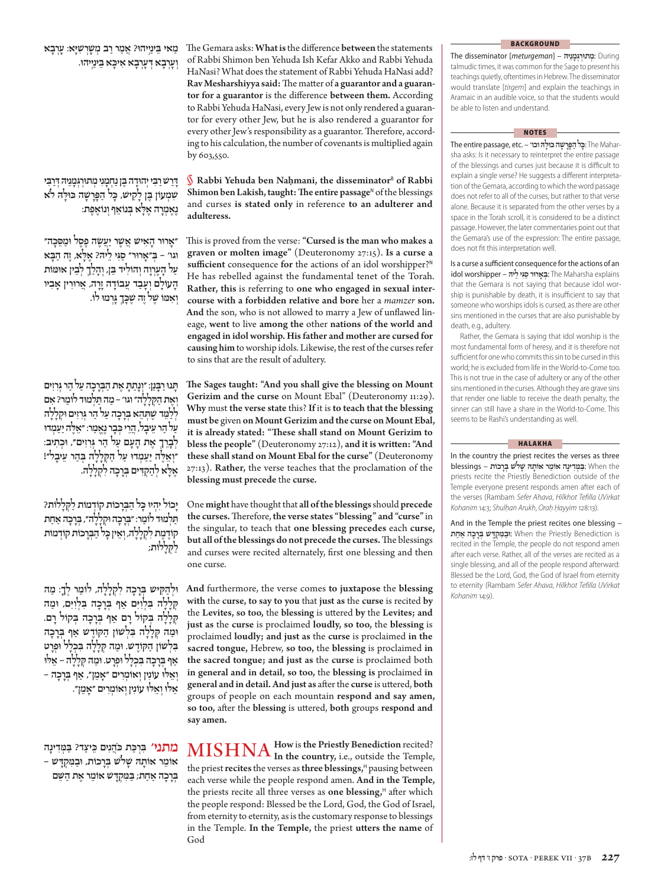מַאי בֵּינַיְיהוּ? אָמַר רַב מְשַׁרְשְׁיָא: עָרְבָא וְעָרְבָא דְעָרְבָא אִיכָּא בֵּינַיְיהוּ.

The Gemara asks: **What is** the difference **between** the statements of Rabbi Shimon ben Yehuda Ish Kefar Akko and Rabbi Yehuda HaNasi? What does the statement of Rabbi Yehuda HaNasi add? **Rav Mesharshiyya said:** The matter of **a guarantor and a guarantor for a guarantor** is the difference **between them.** According to Rabbi Yehuda HaNasi, every Jew is not only rendered a guarantor for every other Jew, but he is also rendered a guarantor for every other Jew's responsibility as a guarantor. Therefore, according to his calculation, the number of covenants is multiplied again by 603,550.

דָּרַשׁ רַבִּי יְהוּדָה בֶּן נַחְמָנִי מְתוּרְגְּמָנֵיהּ דְּרַבִּי שִׁמְעוֹן בֶּן לָקִישׁ, כָּל הַפָּרָשָׁה כּוּלָּהּ לֹא נֶאֶמְרָה אֶלָּא בְּנוֹאֵף וְנוֹאֶפֶת:

§ **Rabbi Yehuda ben Naḥmani, the disseminator**[B] **of Rabbi Shimon ben Lakish, taught: The entire passage**[N] of the blessings and curses **is stated only** in reference **to an adulterer and adulteress.**

״אָרוּר הָאִישׁ אֲשֶׁר יַעֲשֶׂה פֶסֶל וּמַסֵּכָה״ וגו׳ – בְּ״אָרוּר״ סַגִּי לֵיהּ? אֶלָּא, זֶה הַבָּא עַל הָעֶרְוָה וְהוֹלִיד בֵּן, וְהָלַךְ לְבֵין אוּמּוֹת הָעוֹלָם וְעָבַד עֲבוֹדָה זָרָה, אֲרוּרִין אָבִיו וְאִמּוֹ שֶׁל זֶה שֶׁגָּרְמוּ לוֹ.

This is proved from the verse: **"Cursed is the man who makes a graven or molten image"** (Deuteronomy 27:15). **Is a curse a sufficient** consequence **for** the actions of an idol worshipper?[N] He has rebelled against the fundamental tenet of the Torah. **Rather, this** is referring to **one who engaged in sexual intercourse with a forbidden relative and bore** her a *mamzer* **son. And** the son, who is not allowed to marry a Jew of unflawed lineage, **went** to live **among the** other **nations of the world and engaged in idol worship. His father and mother are cursed for causing him** to worship idols. Likewise, the rest of the curses refer to sins that are the result of adultery.

תָּנוּ רַבָּנַן: ״וְנָתַתָּה אֶת הַבְּרָכָה עַל הַר גְּרִזִים וְאֶת הַקְּלָלָה״ וגו׳ – מָה תַּלְמוּד לוֹמַר? אִם לְלַמֵּד שֶׁתְּהֵא בְּרָכָה עַל הַר גְּרִזִים וּקְלָלָה עַל הַר עֵיבָל, הֲרֵי כְּבָר נֶאֱמַר: ״אֵלֶּה יַעַמְדוּ לְבָרֵךְ אֶת הָעָם עַל הַר גְּרִזִים״, וּכְתִיב: ״וְאֵלֶּה יַעַמְדוּ עַל הַקְּלָלָה בְּהַר עֵיבָל״! אֶלָּא לְהַקְדִּים בְּרָכָה לִקְלָלָה.

**The Sages taught: "And you shall give the blessing on Mount Gerizim and the curse** on Mount Ebal" (Deuteronomy 11:29). **Why** must **the verse state** this? **If** it is **to teach that the blessing must be** given **on Mount Gerizim and the curse on Mount Ebal, it is already stated: "These shall stand on Mount Gerizim to bless the people"** (Deuteronomy 27:12), **and it is written: "And these shall stand on Mount Ebal for the curse"** (Deuteronomy 27:13). **Rather,** the verse teaches that the proclamation of the **blessing must precede** the **curse.**

יָכוֹל יִהְיוּ כָּל הַבְּרָכוֹת קוֹדְמוֹת לַקְּלָלוֹת? תַּלְמוּד לוֹמַר: ״בְּרָכָה וּקְלָלָה״, בְּרָכָה אַחַת קוֹדֶמֶת לִקְלָלָה, וְאֵין כָּל הַבְּרָכוֹת קוֹדְמוֹת לַקְּלָלוֹת;

One **might** have thought that **all of the blessings** should **precede the curses.** Therefore, **the verse states "blessing" and "curse"** in the singular, to teach that **one blessing precedes** each **curse, but all of the blessings do not precede the curses.** The blessings and curses were recited alternately, first one blessing and then one curse.

וּלְהַקִּישׁ בְּרָכָה לִקְלָלָה, לוֹמַר לָךְ: מַה קְּלָלָה בִּלְוִיִּם אַף בְּרָכָה בִּלְוִיִּם, וּמַה קְּלָלָה בְּקוֹל רָם אַף בְּרָכָה בְּקוֹל רָם. וּמַה קְּלָלָה בִּלְשׁוֹן הַקּוֹדֶשׁ אַף בְּרָכָה בִּלְשׁוֹן הַקּוֹדֶשׁ. וּמַה קְּלָלָה בִּכְלָל וּפְרָט אַף בְּרָכָה בִּכְלָל וּפְרָט. וּמַה קְּלָלָה – אֵלּוּ וְאֵלּוּ עוֹנִין וְאוֹמְרִים ״אָמֵן״, אַף בְּרָכָה – אֵלּוּ וְאֵלּוּ עוֹנִין וְאוֹמְרִים ״אָמֵן״.

**And** furthermore, the verse comes **to juxtapose** the **blessing with** the **curse, to say to you** that **just as** the **curse** is recited **by** the **Levites, so too,** the **blessing** is uttered **by** the **Levites; and just as** the **curse** is proclaimed **loudly, so too,** the **blessing** is proclaimed **loudly; and just as** the **curse** is proclaimed **in the sacred tongue,** Hebrew, **so too,** the **blessing** is proclaimed **in the sacred tongue; and just as** the **curse** is proclaimed both **in general and in detail, so too,** the **blessing is** proclaimed **in general and in detail. And just as** after the **curse** is uttered, **both** groups of people on each mountain **respond and say amen, so too,** after the **blessing** is uttered, **both** groups **respond and say amen.**

**מתני׳** בִּרְכַּת כֹּהֲנִים כֵּיצַד? בַּמְּדִינָה אוֹמֵר אוֹתָהּ שָׁלֹשׁ בְּרָכוֹת, וּבַמִּקְדָּשׁ – בְּרָכָה אַחַת; בַּמִּקְדָּשׁ אוֹמֵר אֶת הַשֵּׁם

**MISHNA How** is **the Priestly Benediction** recited? **In the country,** i.e., outside the Temple, the priest **recites** the verses as **three blessings,**[H] pausing between each verse while the people respond amen. **And in the Temple,** the priests recite all three verses as **one blessing,**[H] after which the people respond: Blessed be the Lord, God, the God of Israel, from eternity to eternity, as is the customary response to blessings in the Temple. **In the Temple,** the priest **utters the name** of God

---

**BACKGROUND**

The disseminator [*meturgeman*] – **מְתוּרְגְּמָנֵיהּ**: During talmudic times, it was common for the Sage to present his teachings quietly, oftentimes in Hebrew. The disseminator would translate [*tirgem*] and explain the teachings in Aramaic in an audible voice, so that the students would be able to listen and understand.

**NOTES**

The entire passage, etc. – **כָּל הַפָּרָשָׁה כּוּלָּהּ וכו׳**: The Maharsha asks: Is it necessary to reinterpret the entire passage of the blessings and curses just because it is difficult to explain a single verse? He suggests a different interpretation of the Gemara, according to which the word passage does not refer to all of the curses, but rather to that verse alone. Because it is separated from the other verses by a space in the Torah scroll, it is considered to be a distinct passage. However, the later commentaries point out that the Gemara's use of the expression: The entire passage, does not fit this interpretation well.

Is a curse a sufficient consequence for the actions of an idol worshipper – **בְּאָרוּר סַגִּי לֵיהּ**: The Maharsha explains that the Gemara is not saying that because idol worship is punishable by death, it is insufficient to say that someone who worships idols is cursed, as there are other sins mentioned in the curses that are also punishable by death, e.g., adultery.

Rather, the Gemara is saying that idol worship is the most fundamental form of heresy, and it is therefore not sufficient for one who commits this sin to be cursed in this world; he is excluded from life in the World-to-Come too. This is not true in the case of adultery or any of the other sins mentioned in the curses. Although they are grave sins that render one liable to receive the death penalty, the sinner can still have a share in the World-to-Come. This seems to be Rashi's understanding as well.

**HALAKHA**

In the country the priest recites the verses as three blessings – **בַּמְּדִינָה אוֹמֵר אוֹתָהּ שָׁלֹשׁ בְּרָכוֹת**: When the priests recite the Priestly Benediction outside of the Temple everyone present responds amen after each of the verses (Rambam *Sefer Ahava*, *Hilkhot Tefilla UVirkat Kohanim* 14:3; *Shulḥan Arukh*, *Oraḥ Ḥayyim* 128:13).

And in the Temple the priest recites one blessing – **וּבַמִּקְדָּשׁ בְּרָכָה אַחַת**: When the Priestly Benediction is recited in the Temple, the people do not respond amen after each verse. Rather, all of the verses are recited as a single blessing, and all of the people respond afterward: Blessed be the Lord, God, the God of Israel from eternity to eternity (Rambam *Sefer Ahava*, *Hilkhot Tefilla UVirkat Kohanim* 14:9).